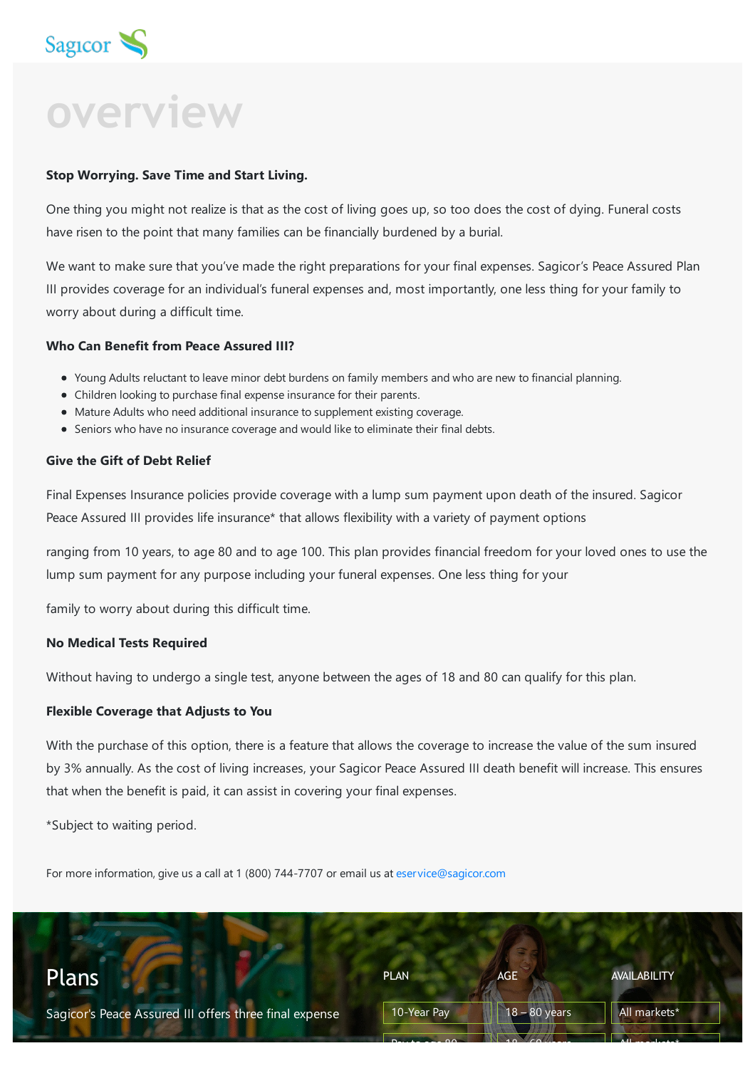Sagicor

# overview

### Stop Worrying. Save Time and Start Living.

One thing you might not realize is that as the cost of living goes up, so too does the cost of dying. Funeral costs have risen to the point that many families can be financially burdened by a burial.

We want to make sure that you've made the right preparations for your final expenses. Sagicor's Peace Assured Plan III provides coverage for an individual's funeral expenses and, most importantly, one less thing for your family to worry about during a difficult time.

### Who Can Benefit from Peace Assured III?

- Young Adults reluctant to leave minor debt burdens on family members and who are new to financial planning.
- Children looking to purchase final expense insurance for their parents.
- Mature Adults who need additional insurance to supplement existing coverage.
- Seniors who have no insurance coverage and would like to eliminate their final debts.

### Give the Gift of Debt Relief

Final Expenses Insurance policies provide coverage with a lump sum payment upon death of the insured. Sagicor Peace Assured III provides life insurance* that allows flexibility with a variety of payment options

ranging from 10 years, to age 80 and to age 100. This plan provides financial freedom for your loved ones to use the lump sum payment for any purpose including your funeral expenses. One less thing for your

family to worry about during this difficult time.

### No Medical Tests Required

Without having to undergo a single test, anyone between the ages of 18 and 80 can qualify for this plan.

### Flexible Coverage that Adjusts to You

With the purchase of this option, there is a feature that allows the coverage to increase the value of the sum insured by 3% annually. As the cost of living increases, your Sagicor Peace Assured III death benefit will increase. This ensures that when the benefit is paid, it can assist in covering your final expenses.

*Subject to waiting period.

For more information, give us a call at 1 (800) 744-7707 or email us at eservice@sagicor.com

## Plans

Sagicor's Peace Assured III offers three final expense

| PLAN | AGE | AVAILABILITY |
|---|---|---|
| 10-Year Pay | 18 – 80 years | All markets* |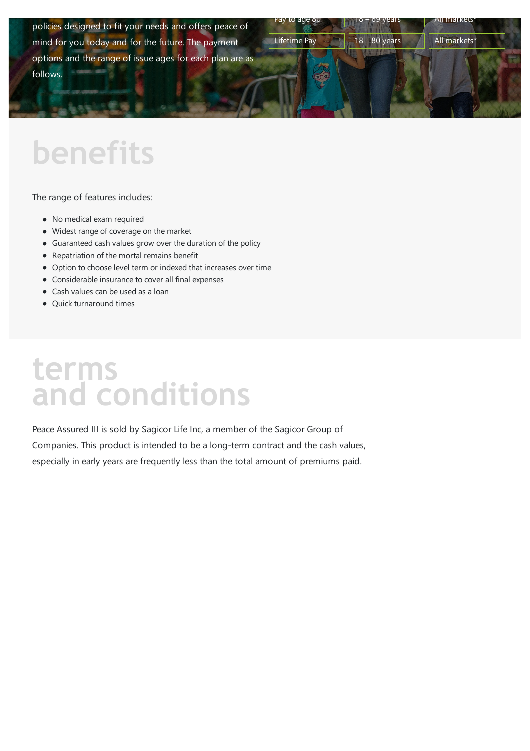policies designed to fit your needs and offers peace of mind for you today and for the future. The payment options and the range of issue ages for each plan are as follows.

| | | |
|---|---|---|
| Pay to age 80 | 18 – 69 years | All markets* |
| Lifetime Pay | 18 – 80 years | All markets* |

# benefits

The range of features includes:

- No medical exam required
- Widest range of coverage on the market
- Guaranteed cash values grow over the duration of the policy
- Repatriation of the mortal remains benefit
- Option to choose level term or indexed that increases over time
- Considerable insurance to cover all final expenses
- Cash values can be used as a loan
- Quick turnaround times

# terms and conditions

Peace Assured III is sold by Sagicor Life Inc, a member of the Sagicor Group of Companies. This product is intended to be a long-term contract and the cash values, especially in early years are frequently less than the total amount of premiums paid.